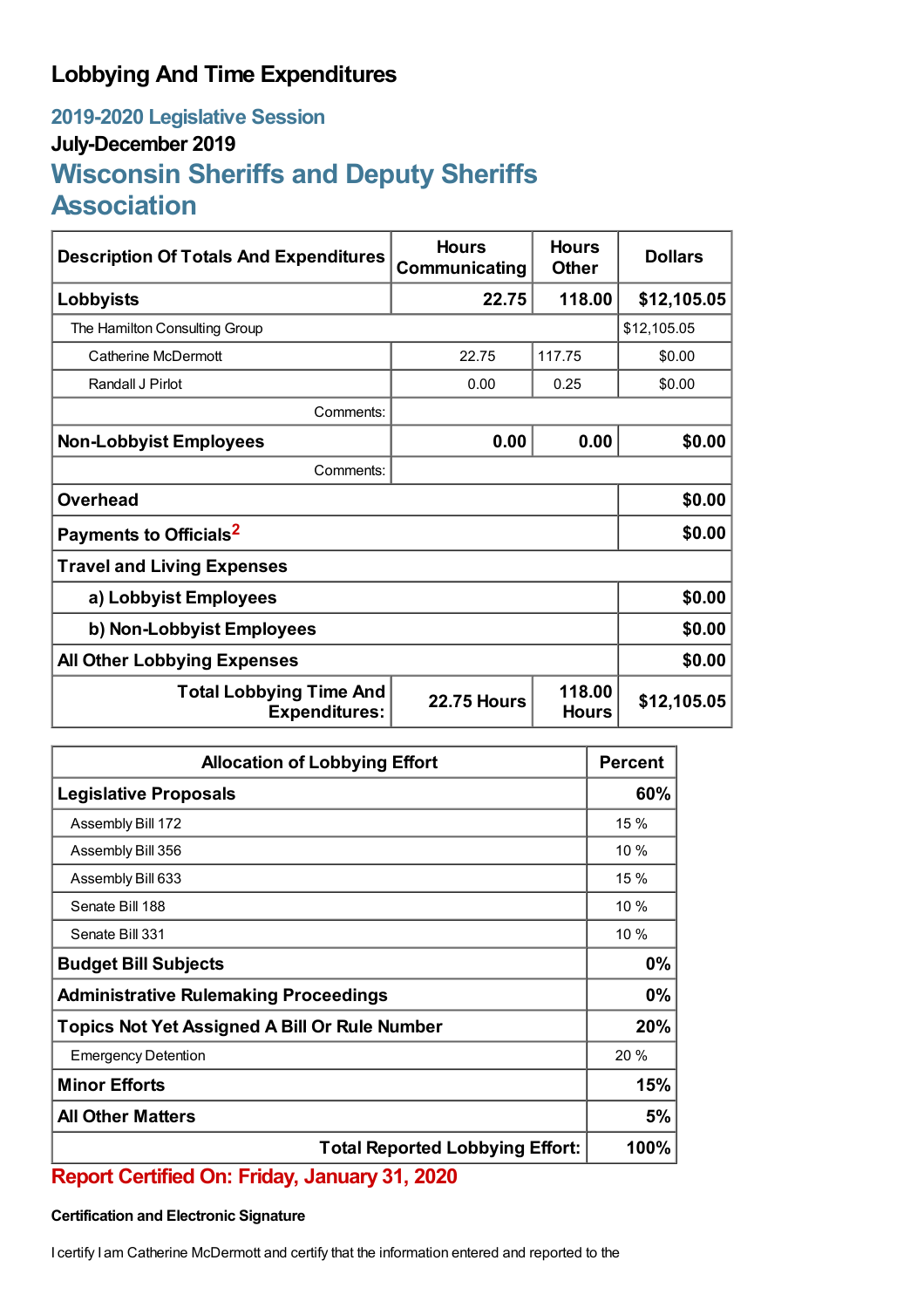# Lobbying And Time Expenditures

## 2019-2020 Legislative Session

### July-December 2019

## Wisconsin Sheriffs and Deputy Sheriffs Association

| Description Of Totals And Expenditures | Hours Communicating | Hours Other | Dollars |
|---|---|---|---|
| **Lobbyists** | **22.75** | **118.00** | **$12,105.05** |
| The Hamilton Consulting Group | | | $12,105.05 |
| Catherine McDermott | 22.75 | 117.75 | $0.00 |
| Randall J Pirlot | 0.00 | 0.25 | $0.00 |
| Comments: | | | |
| **Non-Lobbyist Employees** | **0.00** | **0.00** | **$0.00** |
| Comments: | | | |
| **Overhead** | | | **$0.00** |
| **Payments to Officials**[2] | | | **$0.00** |
| **Travel and Living Expenses** | | | |
| **a) Lobbyist Employees** | | | **$0.00** |
| **b) Non-Lobbyist Employees** | | | **$0.00** |
| **All Other Lobbying Expenses** | | | **$0.00** |
| **Total Lobbying Time And Expenditures:** | **22.75 Hours** | **118.00 Hours** | **$12,105.05** |

| Allocation of Lobbying Effort | Percent |
|---|---|
| **Legislative Proposals** | **60%** |
| Assembly Bill 172 | 15 % |
| Assembly Bill 356 | 10 % |
| Assembly Bill 633 | 15 % |
| Senate Bill 188 | 10 % |
| Senate Bill 331 | 10 % |
| **Budget Bill Subjects** | **0%** |
| **Administrative Rulemaking Proceedings** | **0%** |
| **Topics Not Yet Assigned A Bill Or Rule Number** | **20%** |
| Emergency Detention | 20 % |
| **Minor Efforts** | **15%** |
| **All Other Matters** | **5%** |
| **Total Reported Lobbying Effort:** | **100%** |

## Report Certified On: Friday, January 31, 2020

#### Certification and Electronic Signature

I certify I am Catherine McDermott and certify that the information entered and reported to the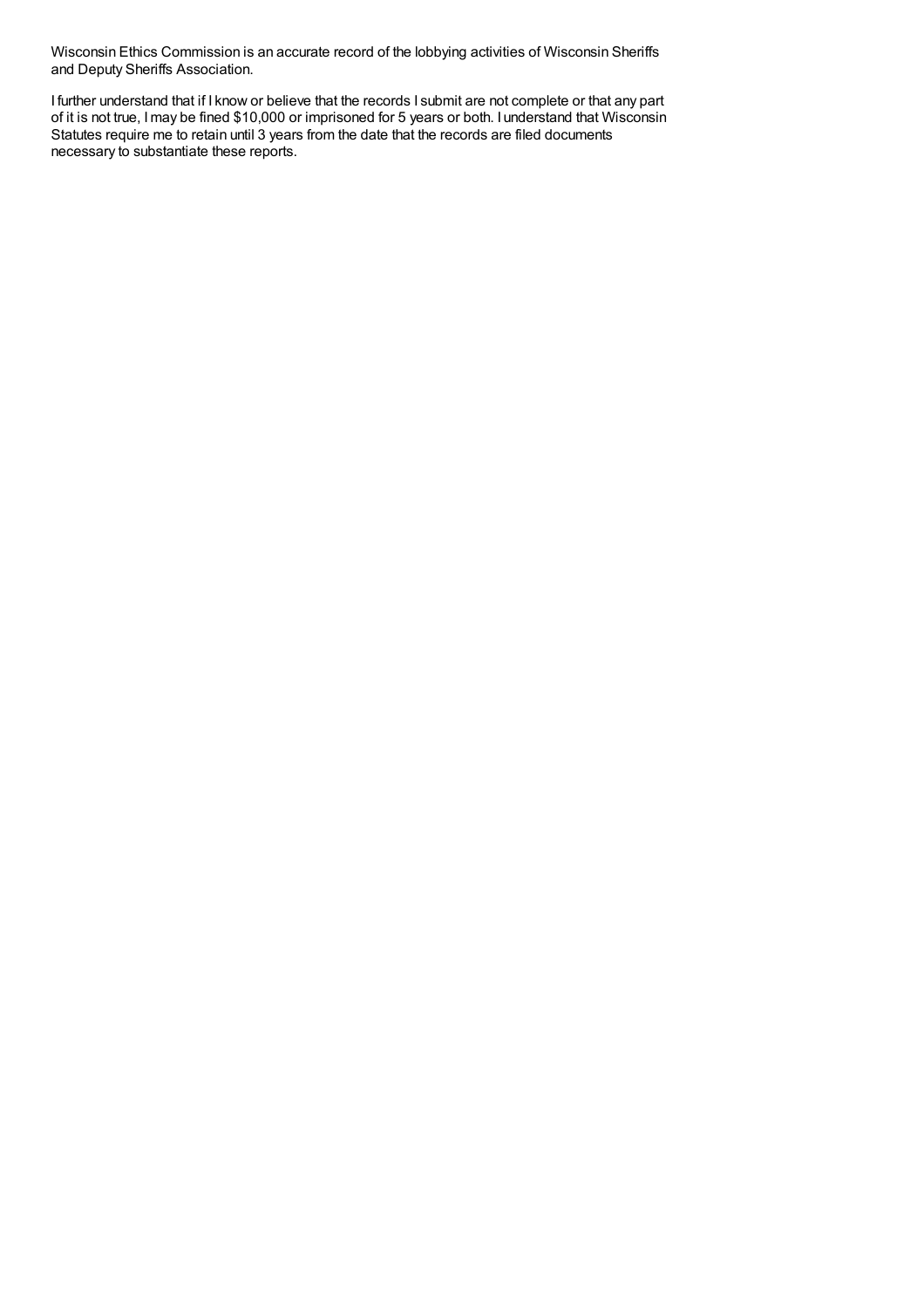Wisconsin Ethics Commission is an accurate record of the lobbying activities of Wisconsin Sheriffs and Deputy Sheriffs Association.

I further understand that if I know or believe that the records I submit are not complete or that any part of it is not true, I may be fined $10,000 or imprisoned for 5 years or both. I understand that Wisconsin Statutes require me to retain until 3 years from the date that the records are filed documents necessary to substantiate these reports.